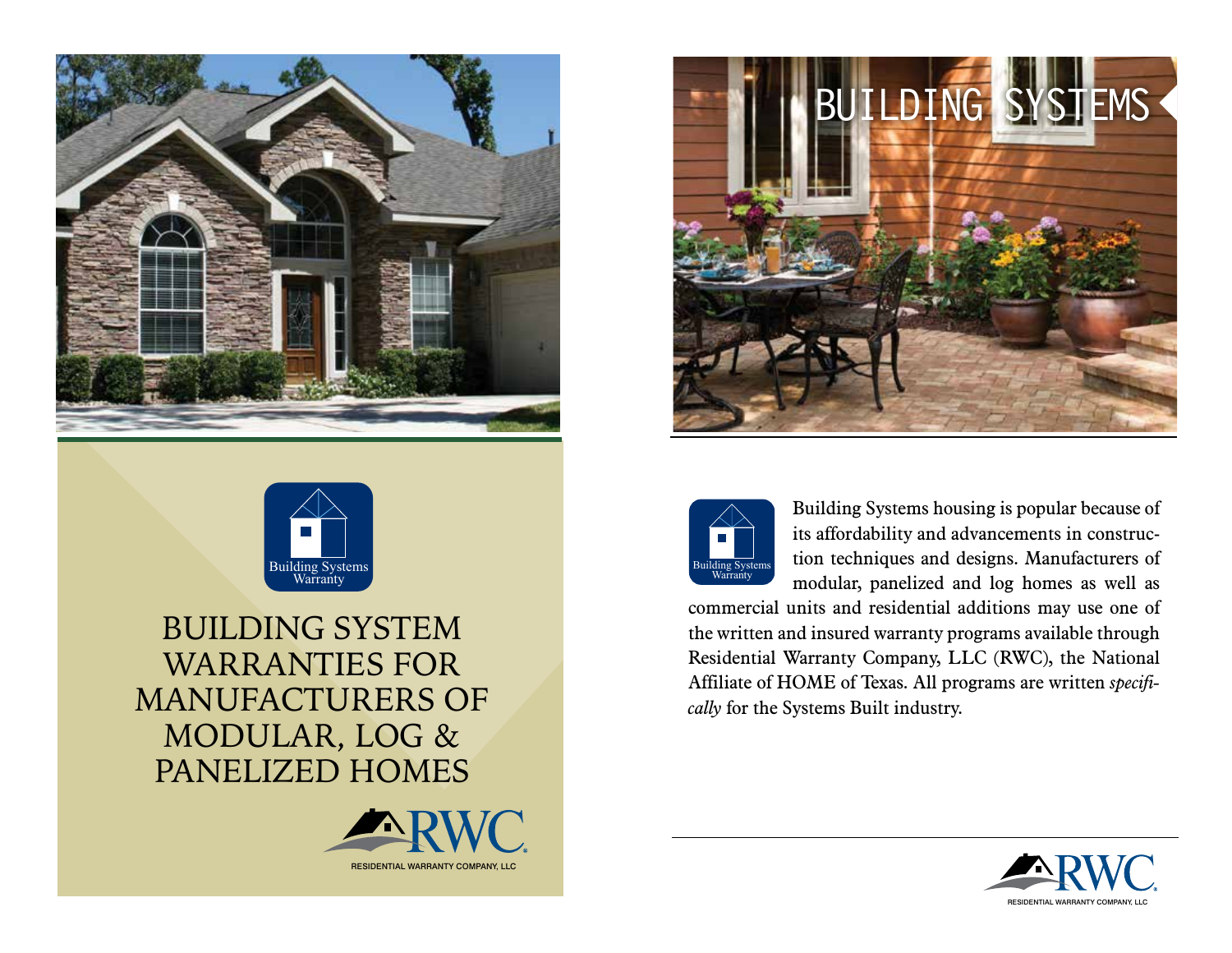Building Systems
Warranty

# BUILDING SYSTEM WARRANTIES FOR MANUFACTURERS OF MODULAR, LOG & PANELIZED HOMES

RWC
RESIDENTIAL WARRANTY COMPANY, LLC

# BUILDING SYSTEMS

Building Systems
Warranty

Building Systems housing is popular because of its affordability and advancements in construction techniques and designs. Manufacturers of modular, panelized and log homes as well as commercial units and residential additions may use one of the written and insured warranty programs available through Residential Warranty Company, LLC (RWC), the National Affiliate of HOME of Texas. All programs are written *specifically* for the Systems Built industry.

RWC
RESIDENTIAL WARRANTY COMPANY, LLC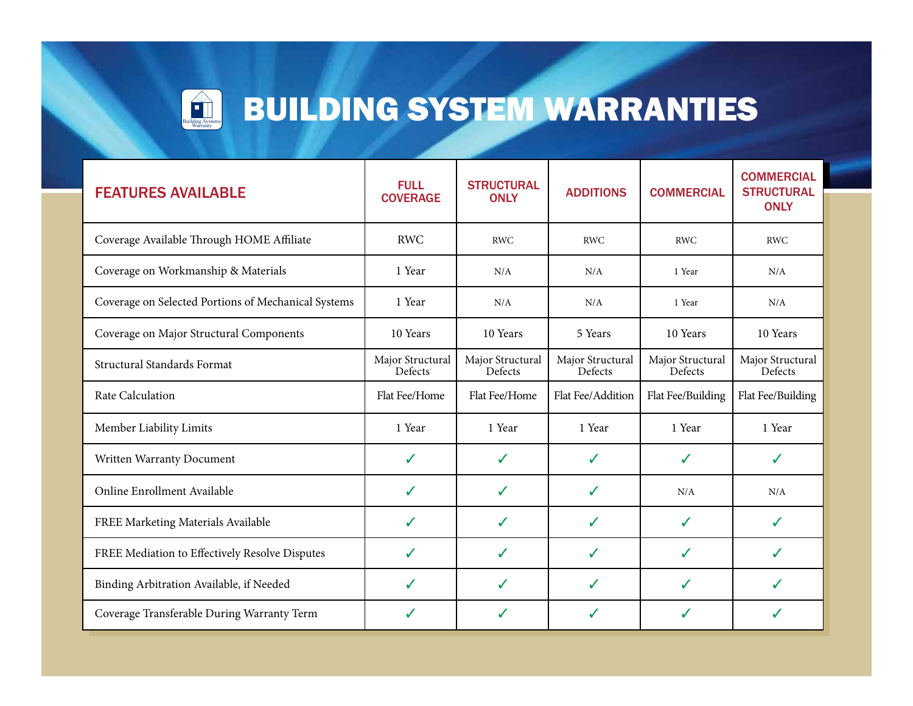# BUILDING SYSTEM WARRANTIES

| FEATURES AVAILABLE | FULL COVERAGE | STRUCTURAL ONLY | ADDITIONS | COMMERCIAL | COMMERCIAL STRUCTURAL ONLY |
|---|---|---|---|---|---|
| Coverage Available Through HOME Affiliate | RWC | RWC | RWC | RWC | RWC |
| Coverage on Workmanship & Materials | 1 Year | N/A | N/A | 1 Year | N/A |
| Coverage on Selected Portions of Mechanical Systems | 1 Year | N/A | N/A | 1 Year | N/A |
| Coverage on Major Structural Components | 10 Years | 10 Years | 5 Years | 10 Years | 10 Years |
| Structural Standards Format | Major Structural Defects | Major Structural Defects | Major Structural Defects | Major Structural Defects | Major Structural Defects |
| Rate Calculation | Flat Fee/Home | Flat Fee/Home | Flat Fee/Addition | Flat Fee/Building | Flat Fee/Building |
| Member Liability Limits | 1 Year | 1 Year | 1 Year | 1 Year | 1 Year |
| Written Warranty Document | ✓ | ✓ | ✓ | ✓ | ✓ |
| Online Enrollment Available | ✓ | ✓ | ✓ | N/A | N/A |
| FREE Marketing Materials Available | ✓ | ✓ | ✓ | ✓ | ✓ |
| FREE Mediation to Effectively Resolve Disputes | ✓ | ✓ | ✓ | ✓ | ✓ |
| Binding Arbitration Available, if Needed | ✓ | ✓ | ✓ | ✓ | ✓ |
| Coverage Transferable During Warranty Term | ✓ | ✓ | ✓ | ✓ | ✓ |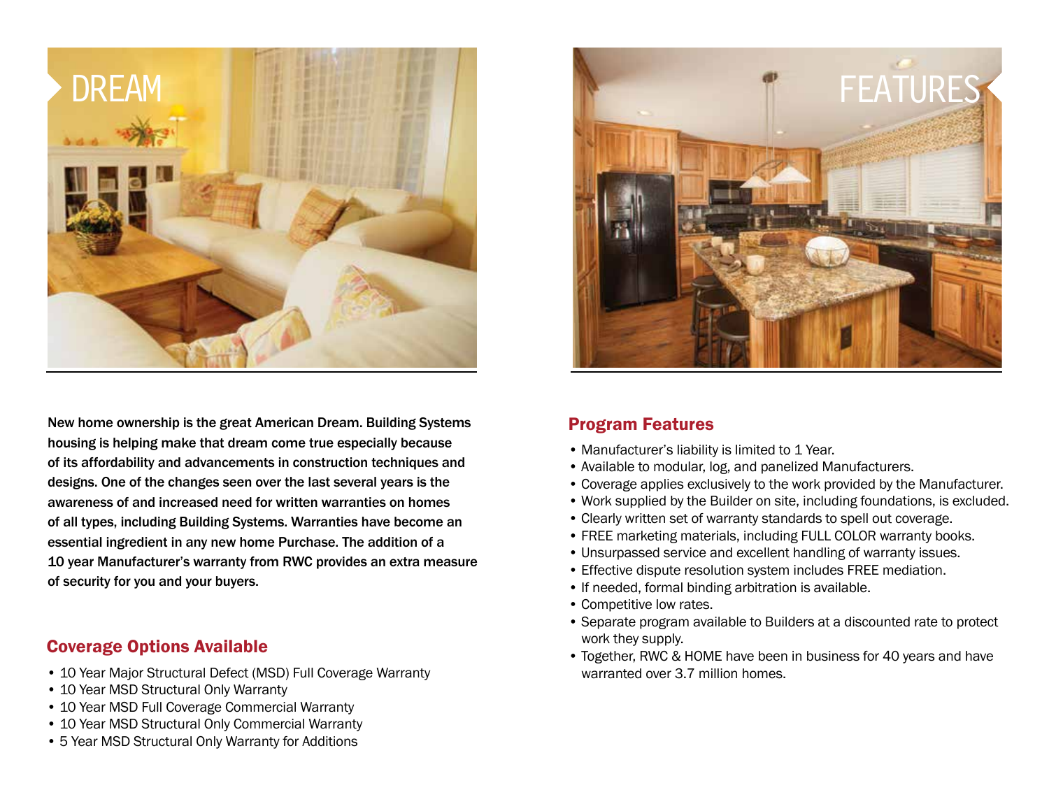# DREAM

New home ownership is the great American Dream. Building Systems housing is helping make that dream come true especially because of its affordability and advancements in construction techniques and designs. One of the changes seen over the last several years is the awareness of and increased need for written warranties on homes of all types, including Building Systems. Warranties have become an essential ingredient in any new home Purchase. The addition of a 10 year Manufacturer's warranty from RWC provides an extra measure of security for you and your buyers.

## Coverage Options Available

- 10 Year Major Structural Defect (MSD) Full Coverage Warranty
- 10 Year MSD Structural Only Warranty
- 10 Year MSD Full Coverage Commercial Warranty
- 10 Year MSD Structural Only Commercial Warranty
- 5 Year MSD Structural Only Warranty for Additions

# FEATURES

## Program Features

- Manufacturer's liability is limited to 1 Year.
- Available to modular, log, and panelized Manufacturers.
- Coverage applies exclusively to the work provided by the Manufacturer.
- Work supplied by the Builder on site, including foundations, is excluded.
- Clearly written set of warranty standards to spell out coverage.
- FREE marketing materials, including FULL COLOR warranty books.
- Unsurpassed service and excellent handling of warranty issues.
- Effective dispute resolution system includes FREE mediation.
- If needed, formal binding arbitration is available.
- Competitive low rates.
- Separate program available to Builders at a discounted rate to protect work they supply.
- Together, RWC & HOME have been in business for 40 years and have warranted over 3.7 million homes.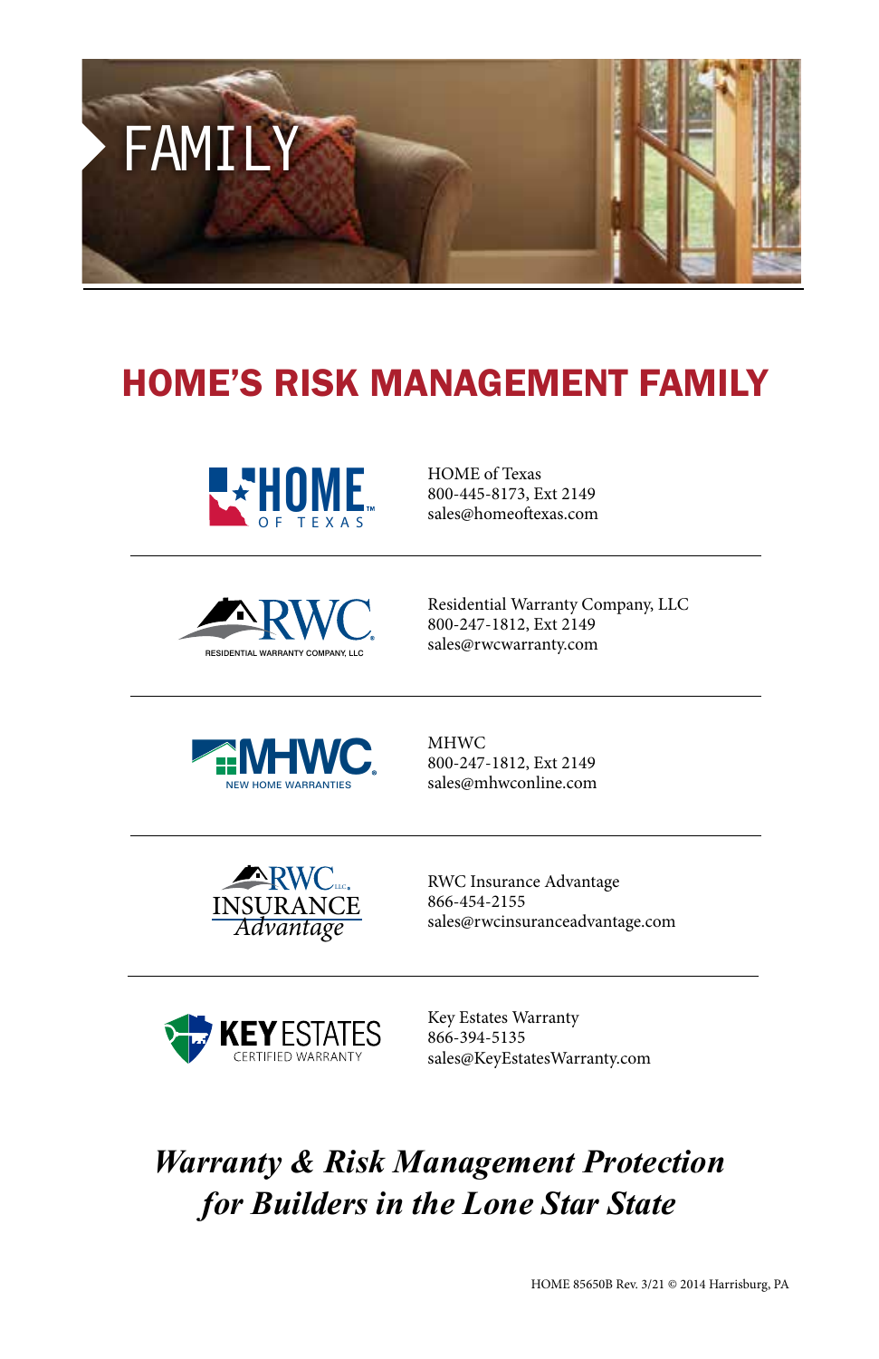# FAMILY

## HOME'S RISK MANAGEMENT FAMILY

HOME of Texas
800-445-8173, Ext 2149
sales@homeoftexas.com

---

Residential Warranty Company, LLC
800-247-1812, Ext 2149
sales@rwcwarranty.com

---

MHWC
800-247-1812, Ext 2149
sales@mhwconline.com

---

RWC Insurance Advantage
866-454-2155
sales@rwcinsuranceadvantage.com

---

Key Estates Warranty
866-394-5135
sales@KeyEstatesWarranty.com

***Warranty & Risk Management Protection for Builders in the Lone Star State***

HOME 85650B Rev. 3/21 © 2014 Harrisburg, PA